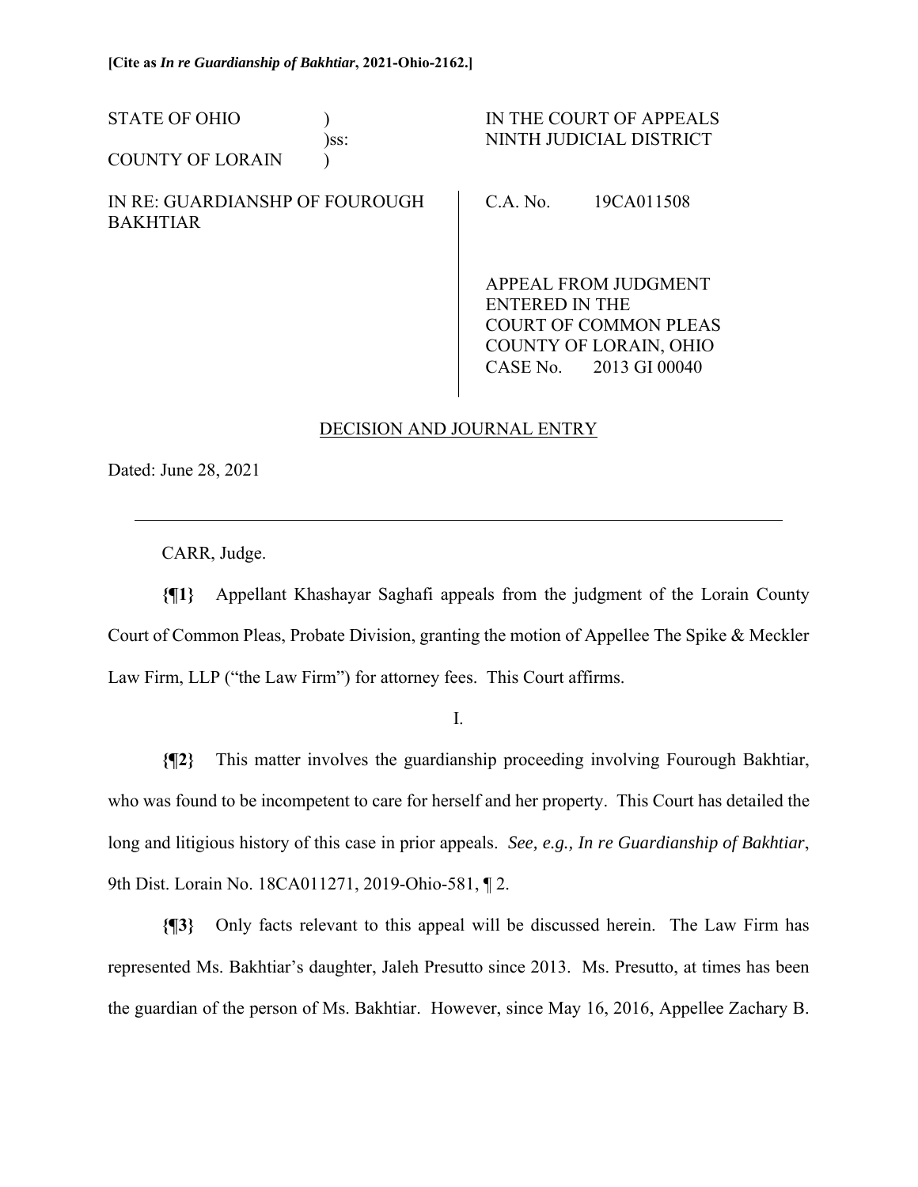**[Cite as *In re Guardianship of Bakhtiar*, 2021-Ohio-2162.]**

| | | |
|---|---|---|
| STATE OF OHIO<br>COUNTY OF LORAIN | )<br>)ss:<br>) | IN THE COURT OF APPEALS<br>NINTH JUDICIAL DISTRICT |
| IN RE: GUARDIANSHP OF FOUROUGH BAKHTIAR | | C.A. No. 19CA011508<br><br>APPEAL FROM JUDGMENT ENTERED IN THE COURT OF COMMON PLEAS COUNTY OF LORAIN, OHIO CASE No. 2013 GI 00040 |

DECISION AND JOURNAL ENTRY

Dated: June 28, 2021

---

CARR, Judge.

**{¶1}** Appellant Khashayar Saghafi appeals from the judgment of the Lorain County Court of Common Pleas, Probate Division, granting the motion of Appellee The Spike & Meckler Law Firm, LLP ("the Law Firm") for attorney fees. This Court affirms.

I.

**{¶2}** This matter involves the guardianship proceeding involving Fourough Bakhtiar, who was found to be incompetent to care for herself and her property. This Court has detailed the long and litigious history of this case in prior appeals. *See, e.g., In re Guardianship of Bakhtiar*, 9th Dist. Lorain No. 18CA011271, 2019-Ohio-581, ¶ 2.

**{¶3}** Only facts relevant to this appeal will be discussed herein. The Law Firm has represented Ms. Bakhtiar's daughter, Jaleh Presutto since 2013. Ms. Presutto, at times has been the guardian of the person of Ms. Bakhtiar. However, since May 16, 2016, Appellee Zachary B.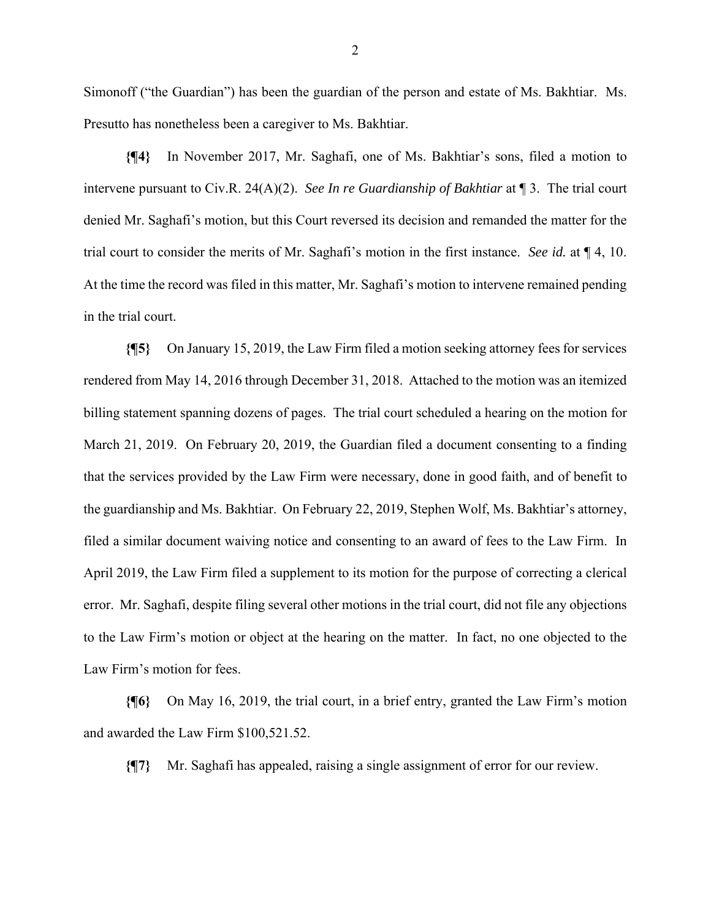Simonoff ("the Guardian") has been the guardian of the person and estate of Ms. Bakhtiar. Ms. Presutto has nonetheless been a caregiver to Ms. Bakhtiar.

**{¶4}** In November 2017, Mr. Saghafi, one of Ms. Bakhtiar's sons, filed a motion to intervene pursuant to Civ.R. 24(A)(2). *See In re Guardianship of Bakhtiar* at ¶ 3. The trial court denied Mr. Saghafi's motion, but this Court reversed its decision and remanded the matter for the trial court to consider the merits of Mr. Saghafi's motion in the first instance. *See id.* at ¶ 4, 10. At the time the record was filed in this matter, Mr. Saghafi's motion to intervene remained pending in the trial court.

**{¶5}** On January 15, 2019, the Law Firm filed a motion seeking attorney fees for services rendered from May 14, 2016 through December 31, 2018. Attached to the motion was an itemized billing statement spanning dozens of pages. The trial court scheduled a hearing on the motion for March 21, 2019. On February 20, 2019, the Guardian filed a document consenting to a finding that the services provided by the Law Firm were necessary, done in good faith, and of benefit to the guardianship and Ms. Bakhtiar. On February 22, 2019, Stephen Wolf, Ms. Bakhtiar's attorney, filed a similar document waiving notice and consenting to an award of fees to the Law Firm. In April 2019, the Law Firm filed a supplement to its motion for the purpose of correcting a clerical error. Mr. Saghafi, despite filing several other motions in the trial court, did not file any objections to the Law Firm's motion or object at the hearing on the matter. In fact, no one objected to the Law Firm's motion for fees.

**{¶6}** On May 16, 2019, the trial court, in a brief entry, granted the Law Firm's motion and awarded the Law Firm $100,521.52.

**{¶7}** Mr. Saghafi has appealed, raising a single assignment of error for our review.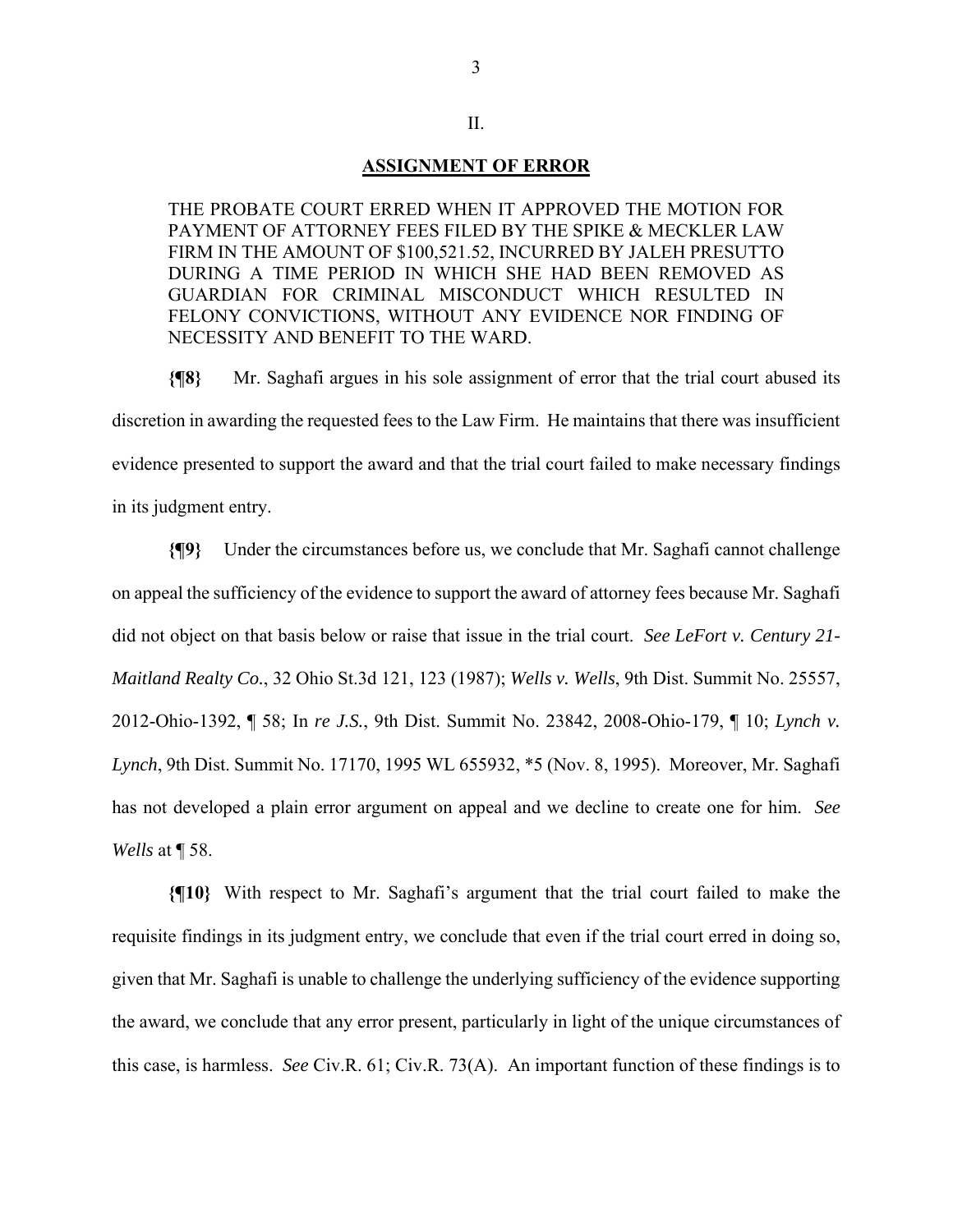II.

## ASSIGNMENT OF ERROR

THE PROBATE COURT ERRED WHEN IT APPROVED THE MOTION FOR PAYMENT OF ATTORNEY FEES FILED BY THE SPIKE & MECKLER LAW FIRM IN THE AMOUNT OF $100,521.52, INCURRED BY JALEH PRESUTTO DURING A TIME PERIOD IN WHICH SHE HAD BEEN REMOVED AS GUARDIAN FOR CRIMINAL MISCONDUCT WHICH RESULTED IN FELONY CONVICTIONS, WITHOUT ANY EVIDENCE NOR FINDING OF NECESSITY AND BENEFIT TO THE WARD.

**{¶8}** Mr. Saghafi argues in his sole assignment of error that the trial court abused its discretion in awarding the requested fees to the Law Firm. He maintains that there was insufficient evidence presented to support the award and that the trial court failed to make necessary findings in its judgment entry.

**{¶9}** Under the circumstances before us, we conclude that Mr. Saghafi cannot challenge on appeal the sufficiency of the evidence to support the award of attorney fees because Mr. Saghafi did not object on that basis below or raise that issue in the trial court. *See LeFort v. Century 21-Maitland Realty Co.*, 32 Ohio St.3d 121, 123 (1987); *Wells v. Wells*, 9th Dist. Summit No. 25557, 2012-Ohio-1392, ¶ 58; In *re J.S.*, 9th Dist. Summit No. 23842, 2008-Ohio-179, ¶ 10; *Lynch v. Lynch*, 9th Dist. Summit No. 17170, 1995 WL 655932, *5 (Nov. 8, 1995). Moreover, Mr. Saghafi has not developed a plain error argument on appeal and we decline to create one for him. *See Wells* at ¶ 58.

**{¶10}** With respect to Mr. Saghafi's argument that the trial court failed to make the requisite findings in its judgment entry, we conclude that even if the trial court erred in doing so, given that Mr. Saghafi is unable to challenge the underlying sufficiency of the evidence supporting the award, we conclude that any error present, particularly in light of the unique circumstances of this case, is harmless. *See* Civ.R. 61; Civ.R. 73(A). An important function of these findings is to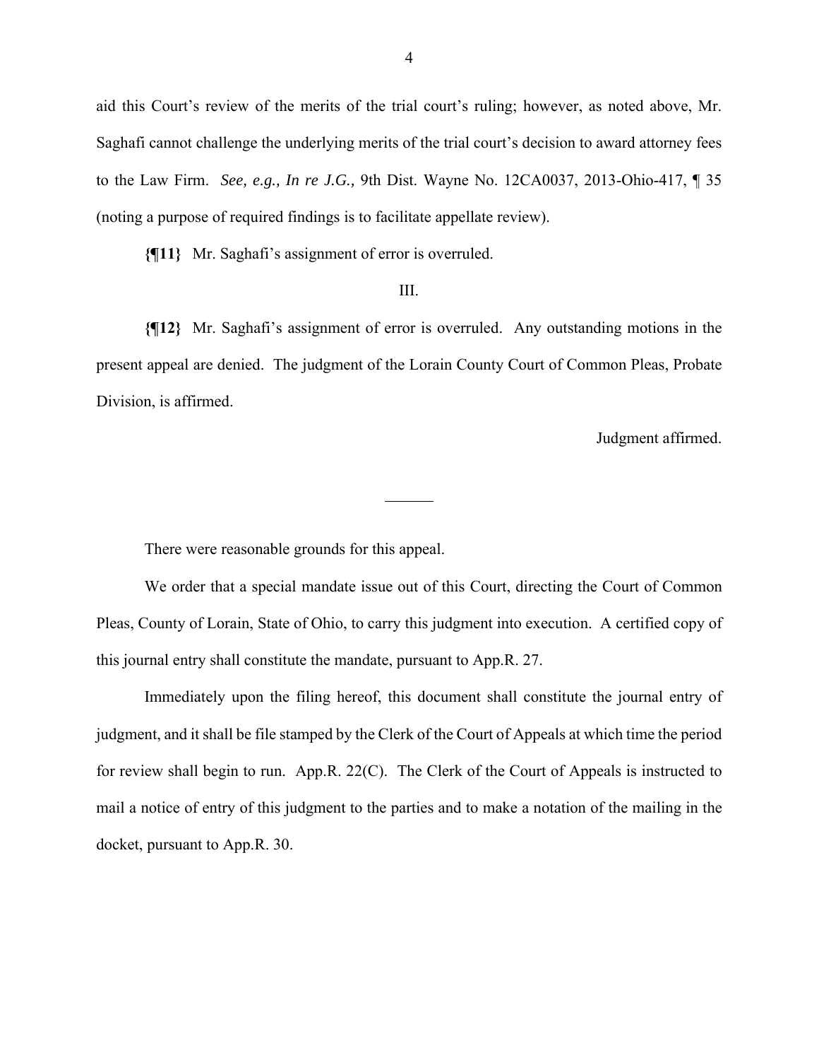aid this Court's review of the merits of the trial court's ruling; however, as noted above, Mr. Saghafi cannot challenge the underlying merits of the trial court's decision to award attorney fees to the Law Firm. *See, e.g., In re J.G.,* 9th Dist. Wayne No. 12CA0037, 2013-Ohio-417, ¶ 35 (noting a purpose of required findings is to facilitate appellate review).

**{¶11}** Mr. Saghafi's assignment of error is overruled.

III.

**{¶12}** Mr. Saghafi's assignment of error is overruled. Any outstanding motions in the present appeal are denied. The judgment of the Lorain County Court of Common Pleas, Probate Division, is affirmed.

Judgment affirmed.

---

There were reasonable grounds for this appeal.

We order that a special mandate issue out of this Court, directing the Court of Common Pleas, County of Lorain, State of Ohio, to carry this judgment into execution. A certified copy of this journal entry shall constitute the mandate, pursuant to App.R. 27.

Immediately upon the filing hereof, this document shall constitute the journal entry of judgment, and it shall be file stamped by the Clerk of the Court of Appeals at which time the period for review shall begin to run. App.R. 22(C). The Clerk of the Court of Appeals is instructed to mail a notice of entry of this judgment to the parties and to make a notation of the mailing in the docket, pursuant to App.R. 30.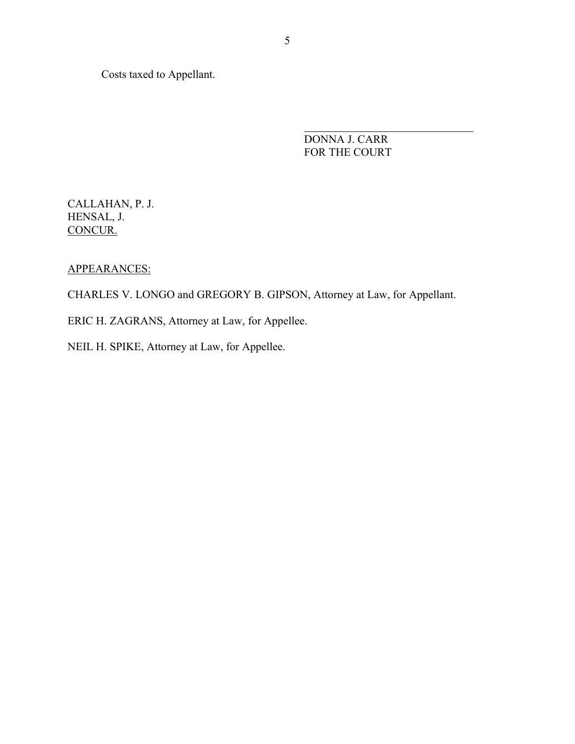Costs taxed to Appellant.

DONNA J. CARR
FOR THE COURT

CALLAHAN, P. J.
HENSAL, J.
CONCUR.

APPEARANCES:

CHARLES V. LONGO and GREGORY B. GIPSON, Attorney at Law, for Appellant.

ERIC H. ZAGRANS, Attorney at Law, for Appellee.

NEIL H. SPIKE, Attorney at Law, for Appellee.